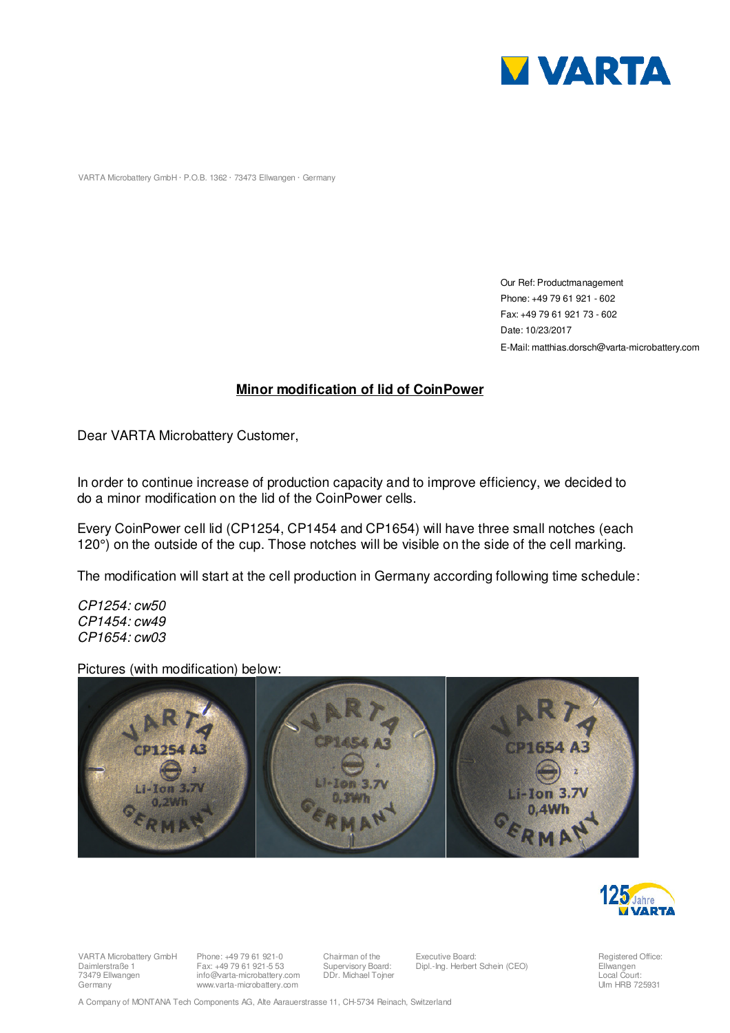VARTA Microbattery GmbH · P.O.B. 1362 · 73473 Ellwangen · Germany

Our Ref: Productmanagement
Phone: +49 79 61 921 - 602
Fax: +49 79 61 921 73 - 602
Date: 10/23/2017
E-Mail: matthias.dorsch@varta-microbattery.com

## Minor modification of lid of CoinPower

Dear VARTA Microbattery Customer,

In order to continue increase of production capacity and to improve efficiency, we decided to do a minor modification on the lid of the CoinPower cells.

Every CoinPower cell lid (CP1254, CP1454 and CP1654) will have three small notches (each 120°) on the outside of the cup. Those notches will be visible on the side of the cell marking.

The modification will start at the cell production in Germany according following time schedule:

*CP1254: cw50*
*CP1454: cw49*
*CP1654: cw03*

Pictures (with modification) below:

VARTA Microbattery GmbH
Daimlerstraße 1
73479 Ellwangen
Germany

Phone: +49 79 61 921-0
Fax: +49 79 61 921-5 53
info@varta-microbattery.com
www.varta-microbattery.com

Chairman of the Supervisory Board:
DDr. Michael Tojner

Executive Board:
Dipl.-Ing. Herbert Schein (CEO)

Registered Office:
Ellwangen
Local Court:
Ulm HRB 725931

A Company of MONTANA Tech Components AG, Alte Aarauerstrasse 11, CH-5734 Reinach, Switzerland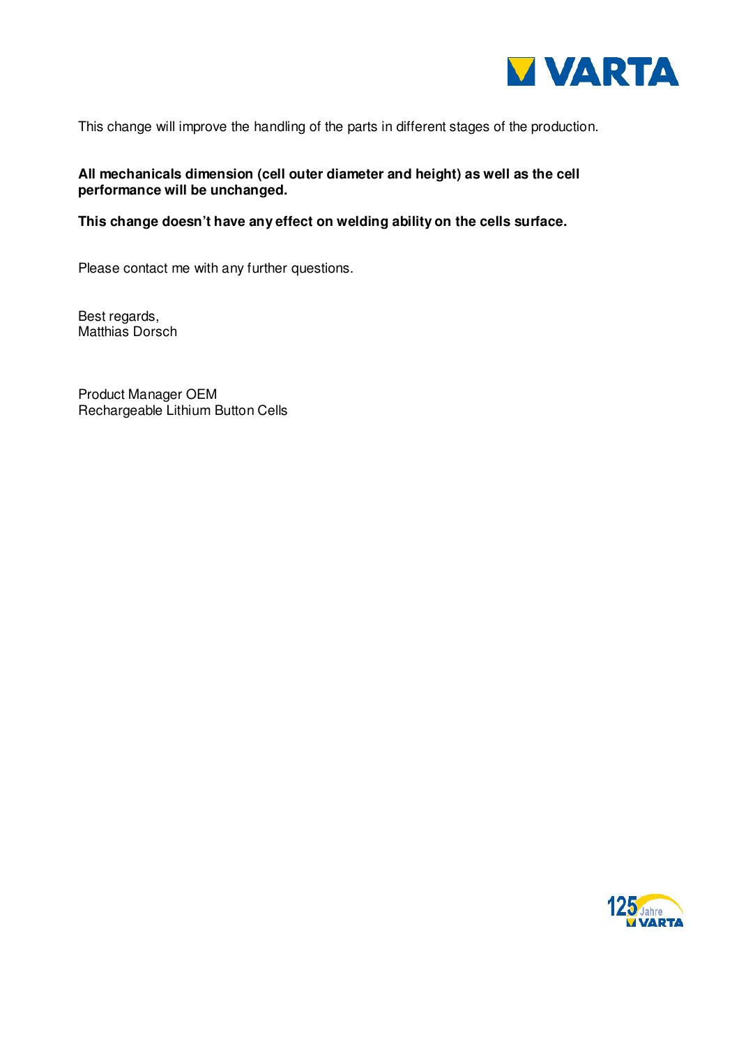This change will improve the handling of the parts in different stages of the production.

**All mechanicals dimension (cell outer diameter and height) as well as the cell performance will be unchanged.**

**This change doesn't have any effect on welding ability on the cells surface.**

Please contact me with any further questions.

Best regards,
Matthias Dorsch

Product Manager OEM
Rechargeable Lithium Button Cells